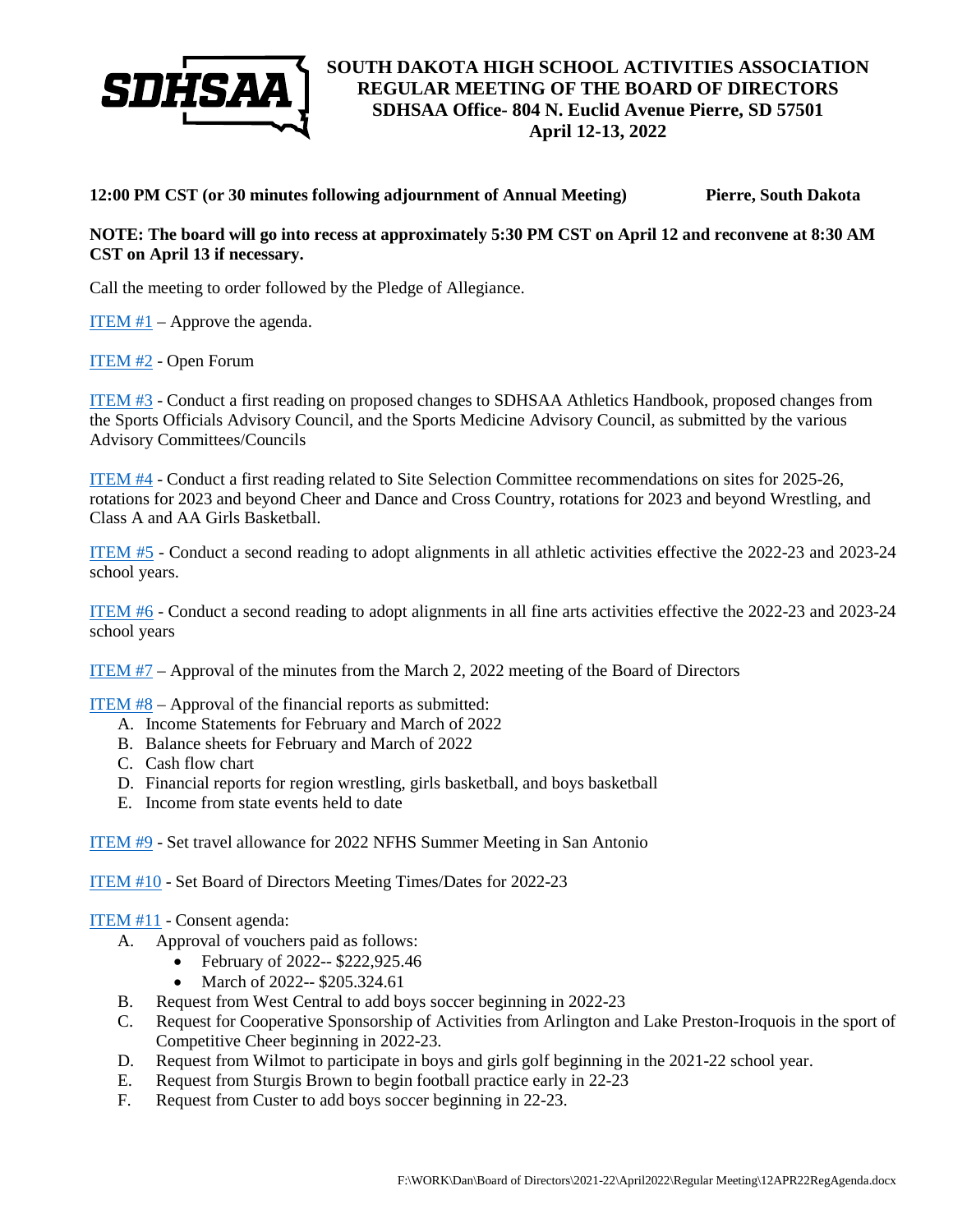# SOUTH DAKOTA HIGH SCHOOL ACTIVITIES ASSOCIATION
## REGULAR MEETING OF THE BOARD OF DIRECTORS
## SDHSAA Office- 804 N. Euclid Avenue Pierre, SD 57501
## April 12-13, 2022

**12:00 PM CST (or 30 minutes following adjournment of Annual Meeting) Pierre, South Dakota**

**NOTE: The board will go into recess at approximately 5:30 PM CST on April 12 and reconvene at 8:30 AM CST on April 13 if necessary.**

Call the meeting to order followed by the Pledge of Allegiance.

ITEM #1 – Approve the agenda.

ITEM #2 - Open Forum

ITEM #3 - Conduct a first reading on proposed changes to SDHSAA Athletics Handbook, proposed changes from the Sports Officials Advisory Council, and the Sports Medicine Advisory Council, as submitted by the various Advisory Committees/Councils

ITEM #4 - Conduct a first reading related to Site Selection Committee recommendations on sites for 2025-26, rotations for 2023 and beyond Cheer and Dance and Cross Country, rotations for 2023 and beyond Wrestling, and Class A and AA Girls Basketball.

ITEM #5 - Conduct a second reading to adopt alignments in all athletic activities effective the 2022-23 and 2023-24 school years.

ITEM #6 - Conduct a second reading to adopt alignments in all fine arts activities effective the 2022-23 and 2023-24 school years

ITEM #7 – Approval of the minutes from the March 2, 2022 meeting of the Board of Directors

ITEM #8 – Approval of the financial reports as submitted:

A. Income Statements for February and March of 2022
B. Balance sheets for February and March of 2022
C. Cash flow chart
D. Financial reports for region wrestling, girls basketball, and boys basketball
E. Income from state events held to date

ITEM #9 - Set travel allowance for 2022 NFHS Summer Meeting in San Antonio

ITEM #10 - Set Board of Directors Meeting Times/Dates for 2022-23

ITEM #11 - Consent agenda:

A. Approval of vouchers paid as follows:
   - February of 2022-- $222,925.46
   - March of 2022-- $205.324.61
B. Request from West Central to add boys soccer beginning in 2022-23
C. Request for Cooperative Sponsorship of Activities from Arlington and Lake Preston-Iroquois in the sport of Competitive Cheer beginning in 2022-23.
D. Request from Wilmot to participate in boys and girls golf beginning in the 2021-22 school year.
E. Request from Sturgis Brown to begin football practice early in 22-23
F. Request from Custer to add boys soccer beginning in 22-23.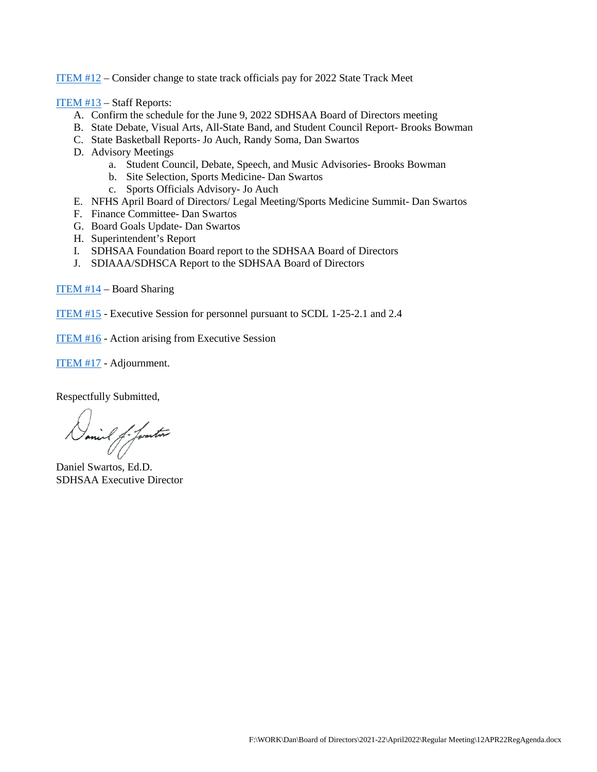ITEM #12 – Consider change to state track officials pay for 2022 State Track Meet

ITEM #13 – Staff Reports:

A. Confirm the schedule for the June 9, 2022 SDHSAA Board of Directors meeting
B. State Debate, Visual Arts, All-State Band, and Student Council Report- Brooks Bowman
C. State Basketball Reports- Jo Auch, Randy Soma, Dan Swartos
D. Advisory Meetings
    a. Student Council, Debate, Speech, and Music Advisories- Brooks Bowman
    b. Site Selection, Sports Medicine- Dan Swartos
    c. Sports Officials Advisory- Jo Auch
E. NFHS April Board of Directors/ Legal Meeting/Sports Medicine Summit- Dan Swartos
F. Finance Committee- Dan Swartos
G. Board Goals Update- Dan Swartos
H. Superintendent's Report
I. SDHSAA Foundation Board report to the SDHSAA Board of Directors
J. SDIAAA/SDHSCA Report to the SDHSAA Board of Directors

ITEM #14 – Board Sharing

ITEM #15 - Executive Session for personnel pursuant to SCDL 1-25-2.1 and 2.4

ITEM #16 - Action arising from Executive Session

ITEM #17 - Adjournment.

Respectfully Submitted,

Daniel Swartos, Ed.D.
SDHSAA Executive Director

F:\WORK\Dan\Board of Directors\2021-22\April2022\Regular Meeting\12APR22RegAgenda.docx